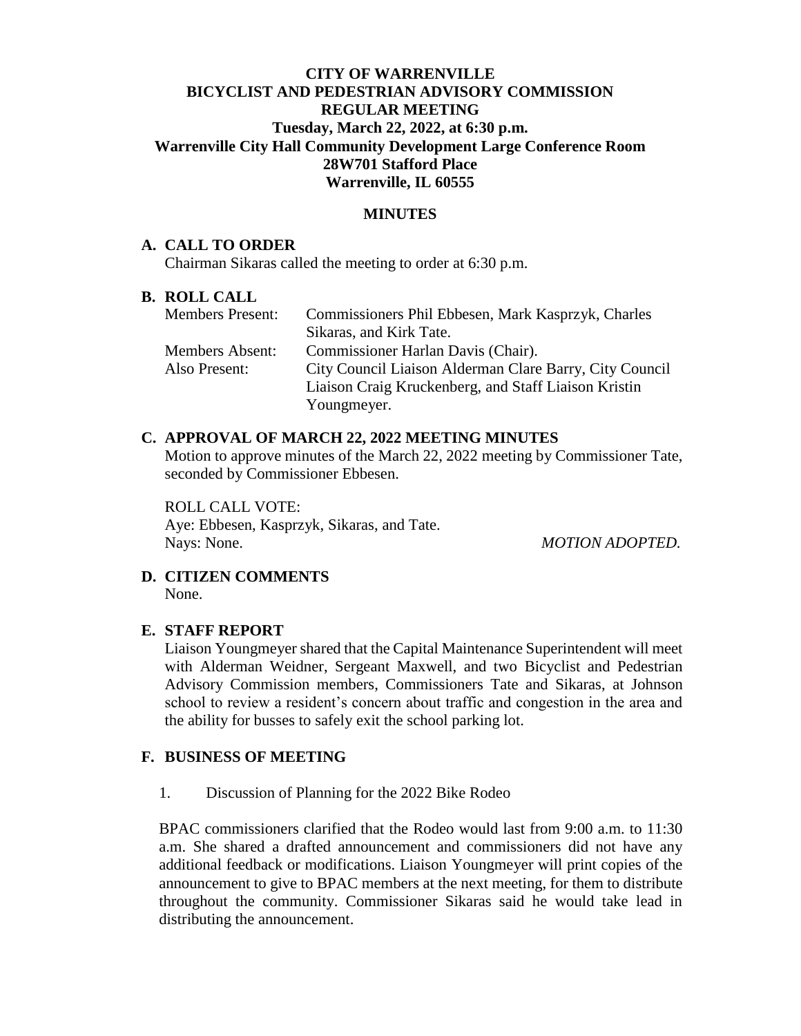# CITY OF WARRENVILLE
## BICYCLIST AND PEDESTRIAN ADVISORY COMMISSION
## REGULAR MEETING
### Tuesday, March 22, 2022, at 6:30 p.m.
### Warrenville City Hall Community Development Large Conference Room
### 28W701 Stafford Place
### Warrenville, IL 60555

## MINUTES

### A. CALL TO ORDER

Chairman Sikaras called the meeting to order at 6:30 p.m.

### B. ROLL CALL

| | |
|---|---|
| Members Present: | Commissioners Phil Ebbesen, Mark Kasprzyk, Charles Sikaras, and Kirk Tate. |
| Members Absent: | Commissioner Harlan Davis (Chair). |
| Also Present: | City Council Liaison Alderman Clare Barry, City Council Liaison Craig Kruckenberg, and Staff Liaison Kristin Youngmeyer. |

### C. APPROVAL OF MARCH 22, 2022 MEETING MINUTES

Motion to approve minutes of the March 22, 2022 meeting by Commissioner Tate, seconded by Commissioner Ebbesen.

ROLL CALL VOTE:
Aye: Ebbesen, Kasprzyk, Sikaras, and Tate.
Nays: None. *MOTION ADOPTED.*

### D. CITIZEN COMMENTS

None.

### E. STAFF REPORT

Liaison Youngmeyer shared that the Capital Maintenance Superintendent will meet with Alderman Weidner, Sergeant Maxwell, and two Bicyclist and Pedestrian Advisory Commission members, Commissioners Tate and Sikaras, at Johnson school to review a resident's concern about traffic and congestion in the area and the ability for busses to safely exit the school parking lot.

### F. BUSINESS OF MEETING

1. Discussion of Planning for the 2022 Bike Rodeo

BPAC commissioners clarified that the Rodeo would last from 9:00 a.m. to 11:30 a.m. She shared a drafted announcement and commissioners did not have any additional feedback or modifications. Liaison Youngmeyer will print copies of the announcement to give to BPAC members at the next meeting, for them to distribute throughout the community. Commissioner Sikaras said he would take lead in distributing the announcement.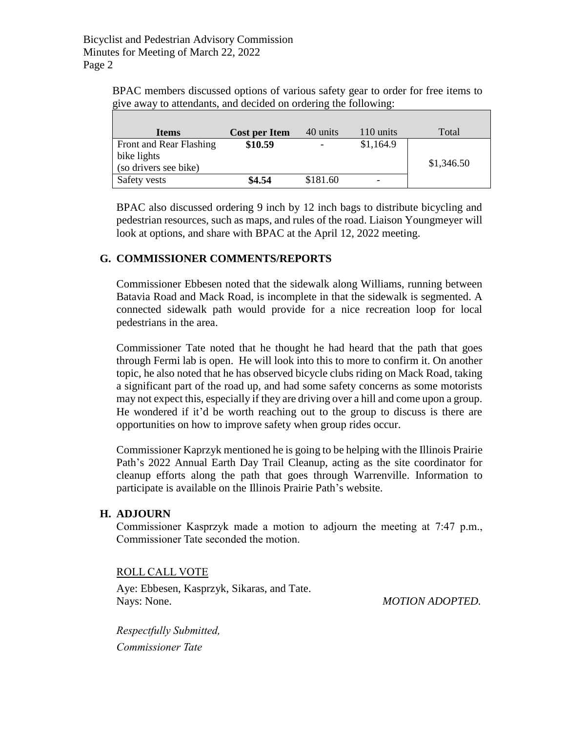BPAC members discussed options of various safety gear to order for free items to give away to attendants, and decided on ordering the following:

| Items | Cost per Item | 40 units | 110 units | Total |
|---|---|---|---|---|
| Front and Rear Flashing bike lights (so drivers see bike) | **$10.59** | - | $1,164.9 | $1,346.50 |
| Safety vests | **$4.54** | $181.60 | - | |

BPAC also discussed ordering 9 inch by 12 inch bags to distribute bicycling and pedestrian resources, such as maps, and rules of the road. Liaison Youngmeyer will look at options, and share with BPAC at the April 12, 2022 meeting.

## G. COMMISSIONER COMMENTS/REPORTS

Commissioner Ebbesen noted that the sidewalk along Williams, running between Batavia Road and Mack Road, is incomplete in that the sidewalk is segmented. A connected sidewalk path would provide for a nice recreation loop for local pedestrians in the area.

Commissioner Tate noted that he thought he had heard that the path that goes through Fermi lab is open. He will look into this to more to confirm it. On another topic, he also noted that he has observed bicycle clubs riding on Mack Road, taking a significant part of the road up, and had some safety concerns as some motorists may not expect this, especially if they are driving over a hill and come upon a group. He wondered if it'd be worth reaching out to the group to discuss is there are opportunities on how to improve safety when group rides occur.

Commissioner Kaprzyk mentioned he is going to be helping with the Illinois Prairie Path's 2022 Annual Earth Day Trail Cleanup, acting as the site coordinator for cleanup efforts along the path that goes through Warrenville. Information to participate is available on the Illinois Prairie Path's website.

## H. ADJOURN

Commissioner Kasprzyk made a motion to adjourn the meeting at 7:47 p.m., Commissioner Tate seconded the motion.

ROLL CALL VOTE

Aye: Ebbesen, Kasprzyk, Sikaras, and Tate.
Nays: None. *MOTION ADOPTED.*

*Respectfully Submitted,*
*Commissioner Tate*